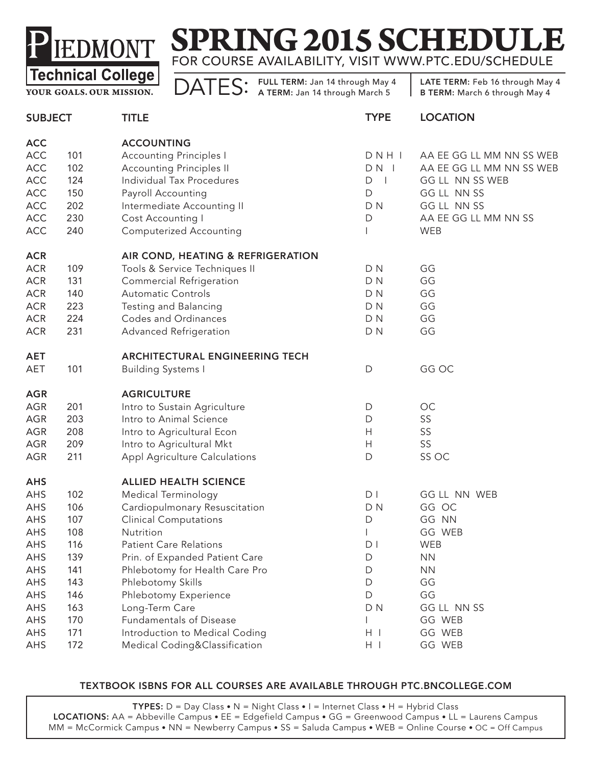# Piedmont Technical College

YOUR GOALS. OUR MISSION.

# SPRING 2015 SCHEDULE

FOR COURSE AVAILABILITY, VISIT WWW.PTC.EDU/SCHEDULE

**DATES:**
- **FULL TERM:** Jan 14 through May 4
- **A TERM:** Jan 14 through March 5
- **LATE TERM:** Feb 16 through May 4
- **B TERM:** March 6 through May 4

| SUBJECT | | TITLE | TYPE | LOCATION |
|---|---|---|---|---|
| **ACC** | | **ACCOUNTING** | | |
| ACC | 101 | Accounting Principles I | D N H I | AA EE GG LL MM NN SS WEB |
| ACC | 102 | Accounting Principles II | D N I | AA EE GG LL MM NN SS WEB |
| ACC | 124 | Individual Tax Procedures | D I | GG LL NN SS WEB |
| ACC | 150 | Payroll Accounting | D | GG LL NN SS |
| ACC | 202 | Intermediate Accounting II | D N | GG LL NN SS |
| ACC | 230 | Cost Accounting I | D | AA EE GG LL MM NN SS |
| ACC | 240 | Computerized Accounting | I | WEB |
| **ACR** | | **AIR COND, HEATING & REFRIGERATION** | | |
| ACR | 109 | Tools & Service Techniques II | D N | GG |
| ACR | 131 | Commercial Refrigeration | D N | GG |
| ACR | 140 | Automatic Controls | D N | GG |
| ACR | 223 | Testing and Balancing | D N | GG |
| ACR | 224 | Codes and Ordinances | D N | GG |
| ACR | 231 | Advanced Refrigeration | D N | GG |
| **AET** | | **ARCHITECTURAL ENGINEERING TECH** | | |
| AET | 101 | Building Systems I | D | GG OC |
| **AGR** | | **AGRICULTURE** | | |
| AGR | 201 | Intro to Sustain Agriculture | D | OC |
| AGR | 203 | Intro to Animal Science | D | SS |
| AGR | 208 | Intro to Agricultural Econ | H | SS |
| AGR | 209 | Intro to Agricultural Mkt | H | SS |
| AGR | 211 | Appl Agriculture Calculations | D | SS OC |
| **AHS** | | **ALLIED HEALTH SCIENCE** | | |
| AHS | 102 | Medical Terminology | D I | GG LL NN WEB |
| AHS | 106 | Cardiopulmonary Resuscitation | D N | GG OC |
| AHS | 107 | Clinical Computations | D | GG NN |
| AHS | 108 | Nutrition | I | GG WEB |
| AHS | 116 | Patient Care Relations | D I | WEB |
| AHS | 139 | Prin. of Expanded Patient Care | D | NN |
| AHS | 141 | Phlebotomy for Health Care Pro | D | NN |
| AHS | 143 | Phlebotomy Skills | D | GG |
| AHS | 146 | Phlebotomy Experience | D | GG |
| AHS | 163 | Long-Term Care | D N | GG LL NN SS |
| AHS | 170 | Fundamentals of Disease | I | GG WEB |
| AHS | 171 | Introduction to Medical Coding | H I | GG WEB |
| AHS | 172 | Medical Coding&Classification | H I | GG WEB |

**TEXTBOOK ISBNS FOR ALL COURSES ARE AVAILABLE THROUGH PTC.BNCOLLEGE.COM**

**TYPES:** D = Day Class • N = Night Class • I = Internet Class • H = Hybrid Class
**LOCATIONS:** AA = Abbeville Campus • EE = Edgefield Campus • GG = Greenwood Campus • LL = Laurens Campus
MM = McCormick Campus • NN = Newberry Campus • SS = Saluda Campus • WEB = Online Course • OC = Off Campus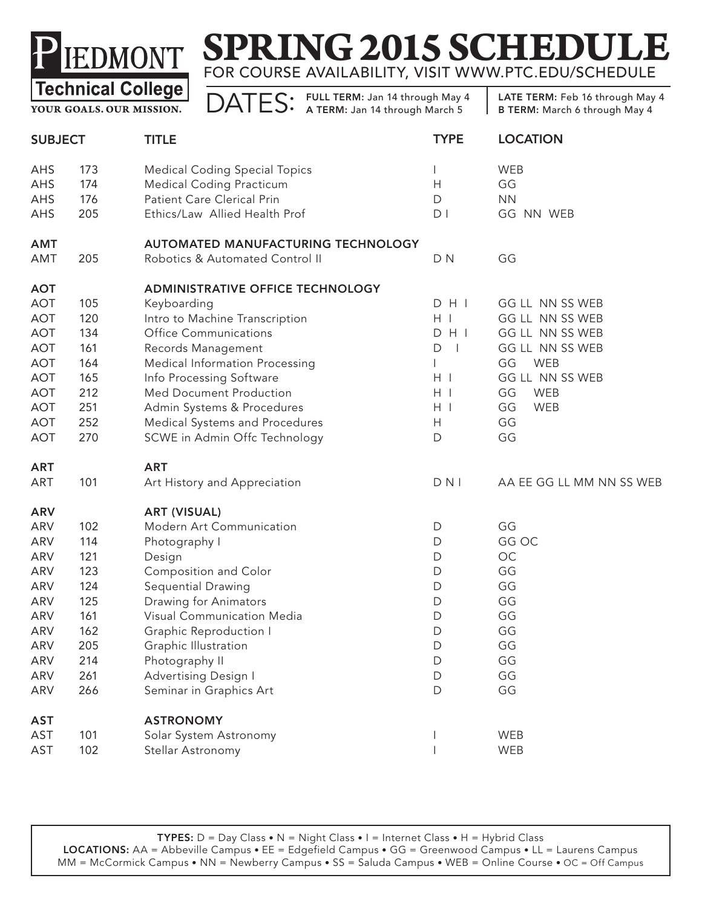# PIEDMONT Technical College

YOUR GOALS. OUR MISSION.

# SPRING 2015 SCHEDULE

FOR COURSE AVAILABILITY, VISIT WWW.PTC.EDU/SCHEDULE

DATES: **FULL TERM:** Jan 14 through May 4 | **A TERM:** Jan 14 through March 5 | **LATE TERM:** Feb 16 through May 4 | **B TERM:** March 6 through May 4

| SUBJECT | | TITLE | TYPE | LOCATION |
|---|---|---|---|---|
| AHS | 173 | Medical Coding Special Topics | I | WEB |
| AHS | 174 | Medical Coding Practicum | H | GG |
| AHS | 176 | Patient Care Clerical Prin | D | NN |
| AHS | 205 | Ethics/Law Allied Health Prof | D I | GG NN WEB |
| **AMT** | | **AUTOMATED MANUFACTURING TECHNOLOGY** | | |
| AMT | 205 | Robotics & Automated Control II | D N | GG |
| **AOT** | | **ADMINISTRATIVE OFFICE TECHNOLOGY** | | |
| AOT | 105 | Keyboarding | D H I | GG LL NN SS WEB |
| AOT | 120 | Intro to Machine Transcription | H I | GG LL NN SS WEB |
| AOT | 134 | Office Communications | D H I | GG LL NN SS WEB |
| AOT | 161 | Records Management | D I | GG LL NN SS WEB |
| AOT | 164 | Medical Information Processing | I | GG WEB |
| AOT | 165 | Info Processing Software | H I | GG LL NN SS WEB |
| AOT | 212 | Med Document Production | H I | GG WEB |
| AOT | 251 | Admin Systems & Procedures | H I | GG WEB |
| AOT | 252 | Medical Systems and Procedures | H | GG |
| AOT | 270 | SCWE in Admin Offc Technology | D | GG |
| **ART** | | **ART** | | |
| ART | 101 | Art History and Appreciation | D N I | AA EE GG LL MM NN SS WEB |
| **ARV** | | **ART (VISUAL)** | | |
| ARV | 102 | Modern Art Communication | D | GG |
| ARV | 114 | Photography I | D | GG OC |
| ARV | 121 | Design | D | OC |
| ARV | 123 | Composition and Color | D | GG |
| ARV | 124 | Sequential Drawing | D | GG |
| ARV | 125 | Drawing for Animators | D | GG |
| ARV | 161 | Visual Communication Media | D | GG |
| ARV | 162 | Graphic Reproduction I | D | GG |
| ARV | 205 | Graphic Illustration | D | GG |
| ARV | 214 | Photography II | D | GG |
| ARV | 261 | Advertising Design I | D | GG |
| ARV | 266 | Seminar in Graphics Art | D | GG |
| **AST** | | **ASTRONOMY** | | |
| AST | 101 | Solar System Astronomy | I | WEB |
| AST | 102 | Stellar Astronomy | I | WEB |

**TYPES:** D = Day Class • N = Night Class • I = Internet Class • H = Hybrid Class
**LOCATIONS:** AA = Abbeville Campus • EE = Edgefield Campus • GG = Greenwood Campus • LL = Laurens Campus
MM = McCormick Campus • NN = Newberry Campus • SS = Saluda Campus • WEB = Online Course • OC = Off Campus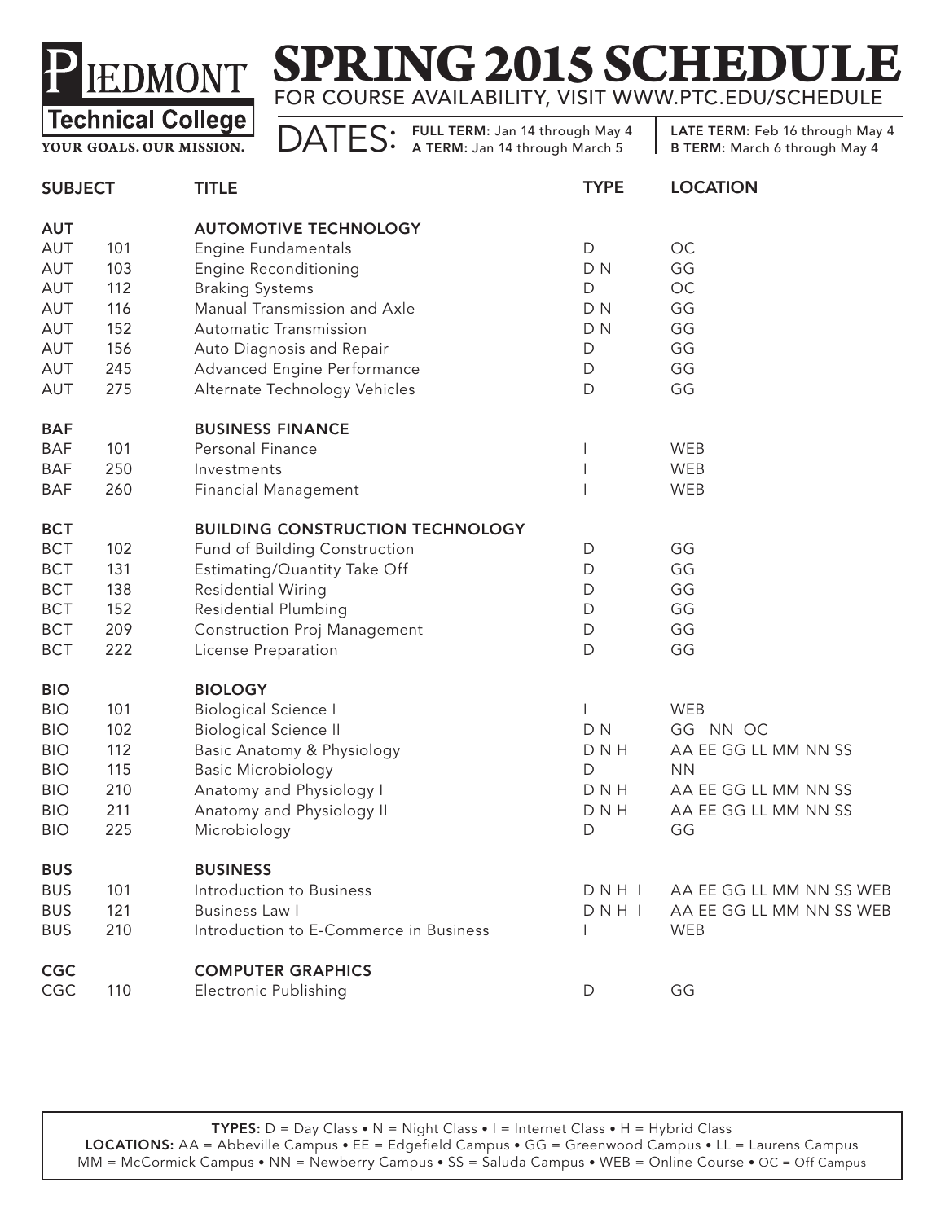# PIEDMONT Technical College

YOUR GOALS. OUR MISSION.

# SPRING 2015 SCHEDULE

FOR COURSE AVAILABILITY, VISIT WWW.PTC.EDU/SCHEDULE

DATES: **FULL TERM:** Jan 14 through May 4 | **A TERM:** Jan 14 through March 5 | **LATE TERM:** Feb 16 through May 4 | **B TERM:** March 6 through May 4

| SUBJECT | | TITLE | TYPE | LOCATION |
|---|---|---|---|---|
| **AUT** | | **AUTOMOTIVE TECHNOLOGY** | | |
| AUT | 101 | Engine Fundamentals | D | OC |
| AUT | 103 | Engine Reconditioning | D N | GG |
| AUT | 112 | Braking Systems | D | OC |
| AUT | 116 | Manual Transmission and Axle | D N | GG |
| AUT | 152 | Automatic Transmission | D N | GG |
| AUT | 156 | Auto Diagnosis and Repair | D | GG |
| AUT | 245 | Advanced Engine Performance | D | GG |
| AUT | 275 | Alternate Technology Vehicles | D | GG |
| **BAF** | | **BUSINESS FINANCE** | | |
| BAF | 101 | Personal Finance | I | WEB |
| BAF | 250 | Investments | I | WEB |
| BAF | 260 | Financial Management | I | WEB |
| **BCT** | | **BUILDING CONSTRUCTION TECHNOLOGY** | | |
| BCT | 102 | Fund of Building Construction | D | GG |
| BCT | 131 | Estimating/Quantity Take Off | D | GG |
| BCT | 138 | Residential Wiring | D | GG |
| BCT | 152 | Residential Plumbing | D | GG |
| BCT | 209 | Construction Proj Management | D | GG |
| BCT | 222 | License Preparation | D | GG |
| **BIO** | | **BIOLOGY** | | |
| BIO | 101 | Biological Science I | I | WEB |
| BIO | 102 | Biological Science II | D N | GG NN OC |
| BIO | 112 | Basic Anatomy & Physiology | D N H | AA EE GG LL MM NN SS |
| BIO | 115 | Basic Microbiology | D | NN |
| BIO | 210 | Anatomy and Physiology I | D N H | AA EE GG LL MM NN SS |
| BIO | 211 | Anatomy and Physiology II | D N H | AA EE GG LL MM NN SS |
| BIO | 225 | Microbiology | D | GG |
| **BUS** | | **BUSINESS** | | |
| BUS | 101 | Introduction to Business | D N H I | AA EE GG LL MM NN SS WEB |
| BUS | 121 | Business Law I | D N H I | AA EE GG LL MM NN SS WEB |
| BUS | 210 | Introduction to E-Commerce in Business | I | WEB |
| **CGC** | | **COMPUTER GRAPHICS** | | |
| CGC | 110 | Electronic Publishing | D | GG |

**TYPES:** D = Day Class • N = Night Class • I = Internet Class • H = Hybrid Class
**LOCATIONS:** AA = Abbeville Campus • EE = Edgefield Campus • GG = Greenwood Campus • LL = Laurens Campus
MM = McCormick Campus • NN = Newberry Campus • SS = Saluda Campus • WEB = Online Course • OC = Off Campus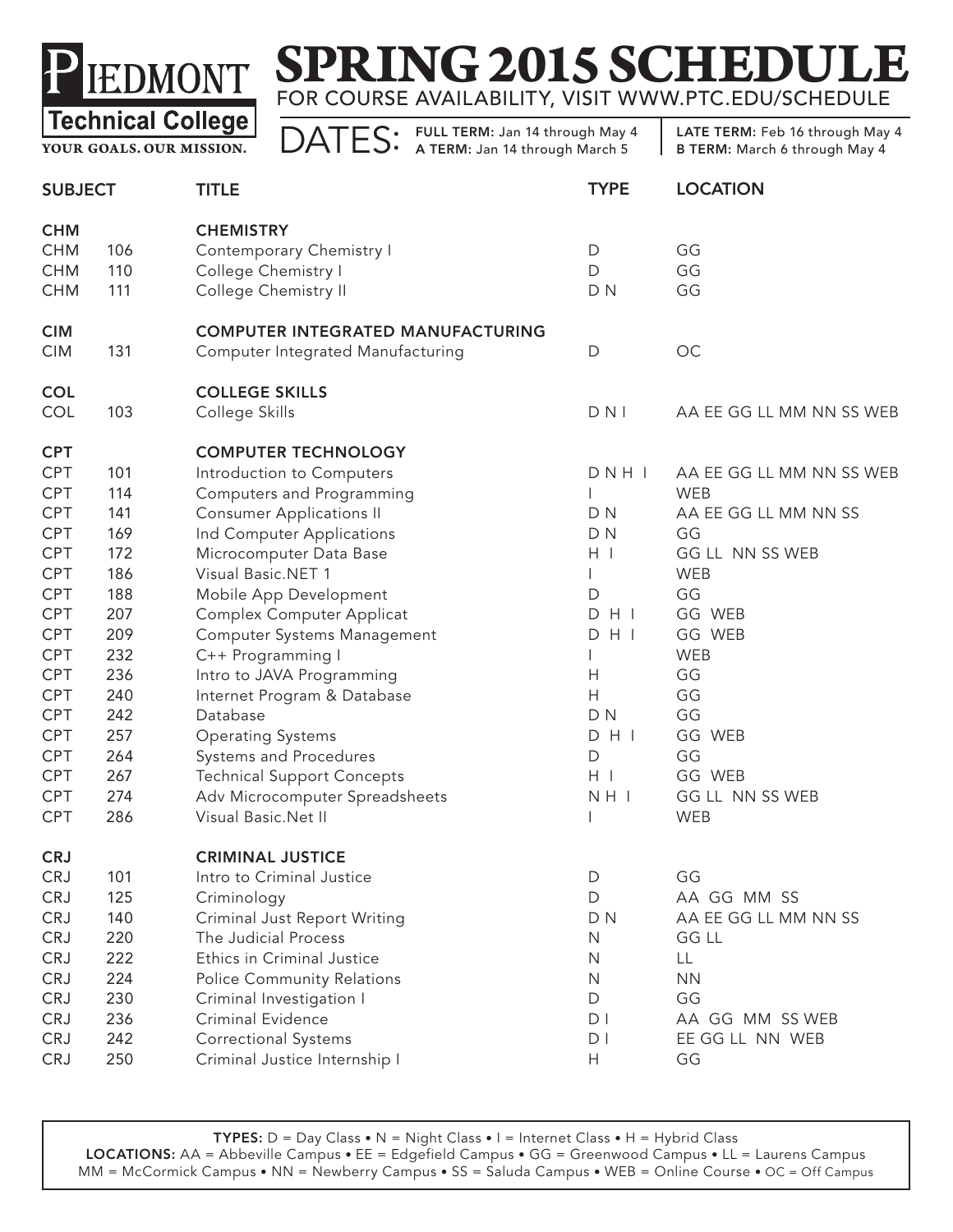# PIEDMONT Technical College

YOUR GOALS. OUR MISSION.

# SPRING 2015 SCHEDULE

FOR COURSE AVAILABILITY, VISIT WWW.PTC.EDU/SCHEDULE

DATES: **FULL TERM:** Jan 14 through May 4 | **A TERM:** Jan 14 through March 5 | **LATE TERM:** Feb 16 through May 4 | **B TERM:** March 6 through May 4

| SUBJECT | | TITLE | TYPE | LOCATION |
|---|---|---|---|---|
| **CHM** | | **CHEMISTRY** | | |
| CHM | 106 | Contemporary Chemistry I | D | GG |
| CHM | 110 | College Chemistry I | D | GG |
| CHM | 111 | College Chemistry II | D N | GG |
| **CIM** | | **COMPUTER INTEGRATED MANUFACTURING** | | |
| CIM | 131 | Computer Integrated Manufacturing | D | OC |
| **COL** | | **COLLEGE SKILLS** | | |
| COL | 103 | College Skills | D N I | AA EE GG LL MM NN SS WEB |
| **CPT** | | **COMPUTER TECHNOLOGY** | | |
| CPT | 101 | Introduction to Computers | D N H I | AA EE GG LL MM NN SS WEB |
| CPT | 114 | Computers and Programming | I | WEB |
| CPT | 141 | Consumer Applications II | D N | AA EE GG LL MM NN SS |
| CPT | 169 | Ind Computer Applications | D N | GG |
| CPT | 172 | Microcomputer Data Base | H I | GG LL NN SS WEB |
| CPT | 186 | Visual Basic.NET 1 | I | WEB |
| CPT | 188 | Mobile App Development | D | GG |
| CPT | 207 | Complex Computer Applicat | D H I | GG WEB |
| CPT | 209 | Computer Systems Management | D H I | GG WEB |
| CPT | 232 | C++ Programming I | I | WEB |
| CPT | 236 | Intro to JAVA Programming | H | GG |
| CPT | 240 | Internet Program & Database | H | GG |
| CPT | 242 | Database | D N | GG |
| CPT | 257 | Operating Systems | D H I | GG WEB |
| CPT | 264 | Systems and Procedures | D | GG |
| CPT | 267 | Technical Support Concepts | H I | GG WEB |
| CPT | 274 | Adv Microcomputer Spreadsheets | N H I | GG LL NN SS WEB |
| CPT | 286 | Visual Basic.Net II | I | WEB |
| **CRJ** | | **CRIMINAL JUSTICE** | | |
| CRJ | 101 | Intro to Criminal Justice | D | GG |
| CRJ | 125 | Criminology | D | AA GG MM SS |
| CRJ | 140 | Criminal Just Report Writing | D N | AA EE GG LL MM NN SS |
| CRJ | 220 | The Judicial Process | N | GG LL |
| CRJ | 222 | Ethics in Criminal Justice | N | LL |
| CRJ | 224 | Police Community Relations | N | NN |
| CRJ | 230 | Criminal Investigation I | D | GG |
| CRJ | 236 | Criminal Evidence | D I | AA GG MM SS WEB |
| CRJ | 242 | Correctional Systems | D I | EE GG LL NN WEB |
| CRJ | 250 | Criminal Justice Internship I | H | GG |

**TYPES:** D = Day Class • N = Night Class • I = Internet Class • H = Hybrid Class
**LOCATIONS:** AA = Abbeville Campus • EE = Edgefield Campus • GG = Greenwood Campus • LL = Laurens Campus
MM = McCormick Campus • NN = Newberry Campus • SS = Saluda Campus • WEB = Online Course • OC = Off Campus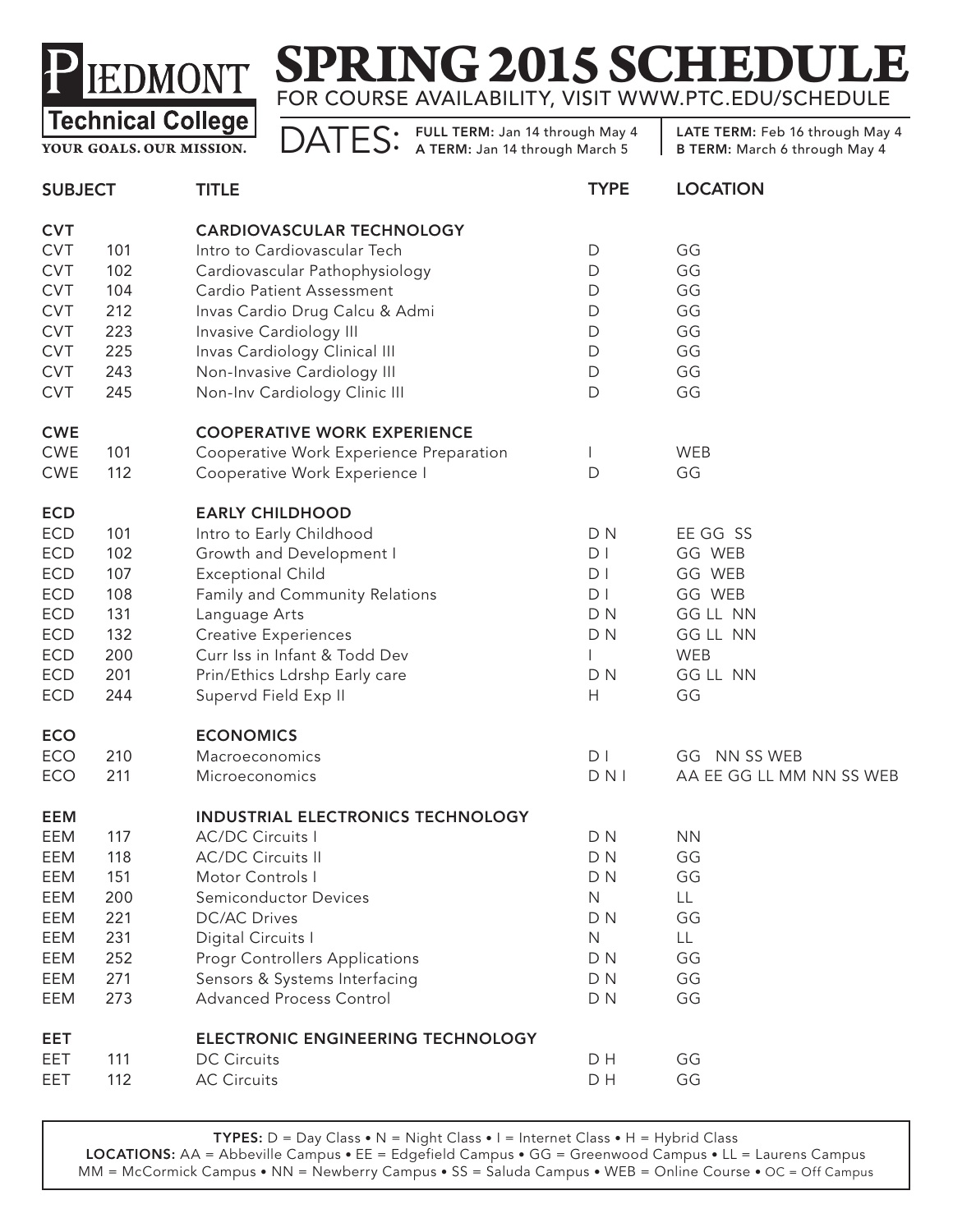# SPRING 2015 SCHEDULE

**PIEDMONT Technical College**
YOUR GOALS. OUR MISSION.

FOR COURSE AVAILABILITY, VISIT WWW.PTC.EDU/SCHEDULE

DATES: **FULL TERM:** Jan 14 through May 4 | **A TERM:** Jan 14 through March 5 | **LATE TERM:** Feb 16 through May 4 | **B TERM:** March 6 through May 4

| SUBJECT | | TITLE | TYPE | LOCATION |
|---|---|---|---|---|
| **CVT** | | **CARDIOVASCULAR TECHNOLOGY** | | |
| CVT | 101 | Intro to Cardiovascular Tech | D | GG |
| CVT | 102 | Cardiovascular Pathophysiology | D | GG |
| CVT | 104 | Cardio Patient Assessment | D | GG |
| CVT | 212 | Invas Cardio Drug Calcu & Admi | D | GG |
| CVT | 223 | Invasive Cardiology III | D | GG |
| CVT | 225 | Invas Cardiology Clinical III | D | GG |
| CVT | 243 | Non-Invasive Cardiology III | D | GG |
| CVT | 245 | Non-Inv Cardiology Clinic III | D | GG |
| **CWE** | | **COOPERATIVE WORK EXPERIENCE** | | |
| CWE | 101 | Cooperative Work Experience Preparation | I | WEB |
| CWE | 112 | Cooperative Work Experience I | D | GG |
| **ECD** | | **EARLY CHILDHOOD** | | |
| ECD | 101 | Intro to Early Childhood | D N | EE GG SS |
| ECD | 102 | Growth and Development I | D I | GG WEB |
| ECD | 107 | Exceptional Child | D I | GG WEB |
| ECD | 108 | Family and Community Relations | D I | GG WEB |
| ECD | 131 | Language Arts | D N | GG LL NN |
| ECD | 132 | Creative Experiences | D N | GG LL NN |
| ECD | 200 | Curr Iss in Infant & Todd Dev | I | WEB |
| ECD | 201 | Prin/Ethics Ldrshp Early care | D N | GG LL NN |
| ECD | 244 | Supervd Field Exp II | H | GG |
| **ECO** | | **ECONOMICS** | | |
| ECO | 210 | Macroeconomics | D I | GG NN SS WEB |
| ECO | 211 | Microeconomics | D N I | AA EE GG LL MM NN SS WEB |
| **EEM** | | **INDUSTRIAL ELECTRONICS TECHNOLOGY** | | |
| EEM | 117 | AC/DC Circuits I | D N | NN |
| EEM | 118 | AC/DC Circuits II | D N | GG |
| EEM | 151 | Motor Controls I | D N | GG |
| EEM | 200 | Semiconductor Devices | N | LL |
| EEM | 221 | DC/AC Drives | D N | GG |
| EEM | 231 | Digital Circuits I | N | LL |
| EEM | 252 | Progr Controllers Applications | D N | GG |
| EEM | 271 | Sensors & Systems Interfacing | D N | GG |
| EEM | 273 | Advanced Process Control | D N | GG |
| **EET** | | **ELECTRONIC ENGINEERING TECHNOLOGY** | | |
| EET | 111 | DC Circuits | D H | GG |
| EET | 112 | AC Circuits | D H | GG |

**TYPES:** D = Day Class • N = Night Class • I = Internet Class • H = Hybrid Class
**LOCATIONS:** AA = Abbeville Campus • EE = Edgefield Campus • GG = Greenwood Campus • LL = Laurens Campus
MM = McCormick Campus • NN = Newberry Campus • SS = Saluda Campus • WEB = Online Course • OC = Off Campus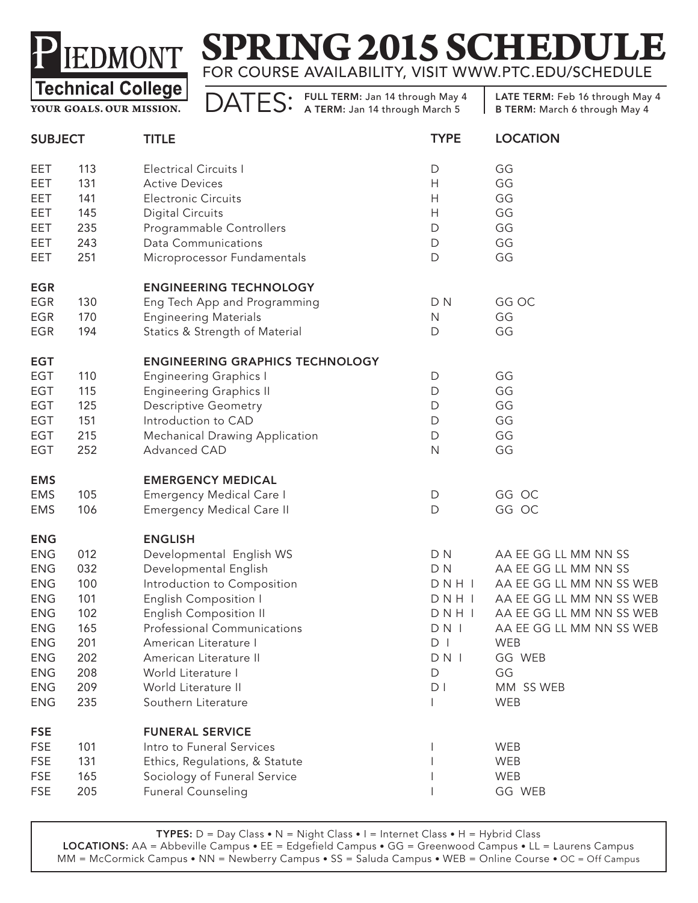# SPRING 2015 SCHEDULE

**Piedmont Technical College** — YOUR GOALS. OUR MISSION.

FOR COURSE AVAILABILITY, VISIT WWW.PTC.EDU/SCHEDULE

**DATES:**
- **FULL TERM:** Jan 14 through May 4
- **A TERM:** Jan 14 through March 5
- **LATE TERM:** Feb 16 through May 4
- **B TERM:** March 6 through May 4

| SUBJECT | | TITLE | TYPE | LOCATION |
|---|---|---|---|---|
| EET | 113 | Electrical Circuits I | D | GG |
| EET | 131 | Active Devices | H | GG |
| EET | 141 | Electronic Circuits | H | GG |
| EET | 145 | Digital Circuits | H | GG |
| EET | 235 | Programmable Controllers | D | GG |
| EET | 243 | Data Communications | D | GG |
| EET | 251 | Microprocessor Fundamentals | D | GG |
| **EGR** | | **ENGINEERING TECHNOLOGY** | | |
| EGR | 130 | Eng Tech App and Programming | D N | GG OC |
| EGR | 170 | Engineering Materials | N | GG |
| EGR | 194 | Statics & Strength of Material | D | GG |
| **EGT** | | **ENGINEERING GRAPHICS TECHNOLOGY** | | |
| EGT | 110 | Engineering Graphics I | D | GG |
| EGT | 115 | Engineering Graphics II | D | GG |
| EGT | 125 | Descriptive Geometry | D | GG |
| EGT | 151 | Introduction to CAD | D | GG |
| EGT | 215 | Mechanical Drawing Application | D | GG |
| EGT | 252 | Advanced CAD | N | GG |
| **EMS** | | **EMERGENCY MEDICAL** | | |
| EMS | 105 | Emergency Medical Care I | D | GG OC |
| EMS | 106 | Emergency Medical Care II | D | GG OC |
| **ENG** | | **ENGLISH** | | |
| ENG | 012 | Developmental English WS | D N | AA EE GG LL MM NN SS |
| ENG | 032 | Developmental English | D N | AA EE GG LL MM NN SS |
| ENG | 100 | Introduction to Composition | D N H I | AA EE GG LL MM NN SS WEB |
| ENG | 101 | English Composition I | D N H I | AA EE GG LL MM NN SS WEB |
| ENG | 102 | English Composition II | D N H I | AA EE GG LL MM NN SS WEB |
| ENG | 165 | Professional Communications | D N I | AA EE GG LL MM NN SS WEB |
| ENG | 201 | American Literature I | D I | WEB |
| ENG | 202 | American Literature II | D N I | GG WEB |
| ENG | 208 | World Literature I | D | GG |
| ENG | 209 | World Literature II | D I | MM SS WEB |
| ENG | 235 | Southern Literature | I | WEB |
| **FSE** | | **FUNERAL SERVICE** | | |
| FSE | 101 | Intro to Funeral Services | I | WEB |
| FSE | 131 | Ethics, Regulations, & Statute | I | WEB |
| FSE | 165 | Sociology of Funeral Service | I | WEB |
| FSE | 205 | Funeral Counseling | I | GG WEB |

**TYPES:** D = Day Class • N = Night Class • I = Internet Class • H = Hybrid Class
**LOCATIONS:** AA = Abbeville Campus • EE = Edgefield Campus • GG = Greenwood Campus • LL = Laurens Campus
MM = McCormick Campus • NN = Newberry Campus • SS = Saluda Campus • WEB = Online Course • OC = Off Campus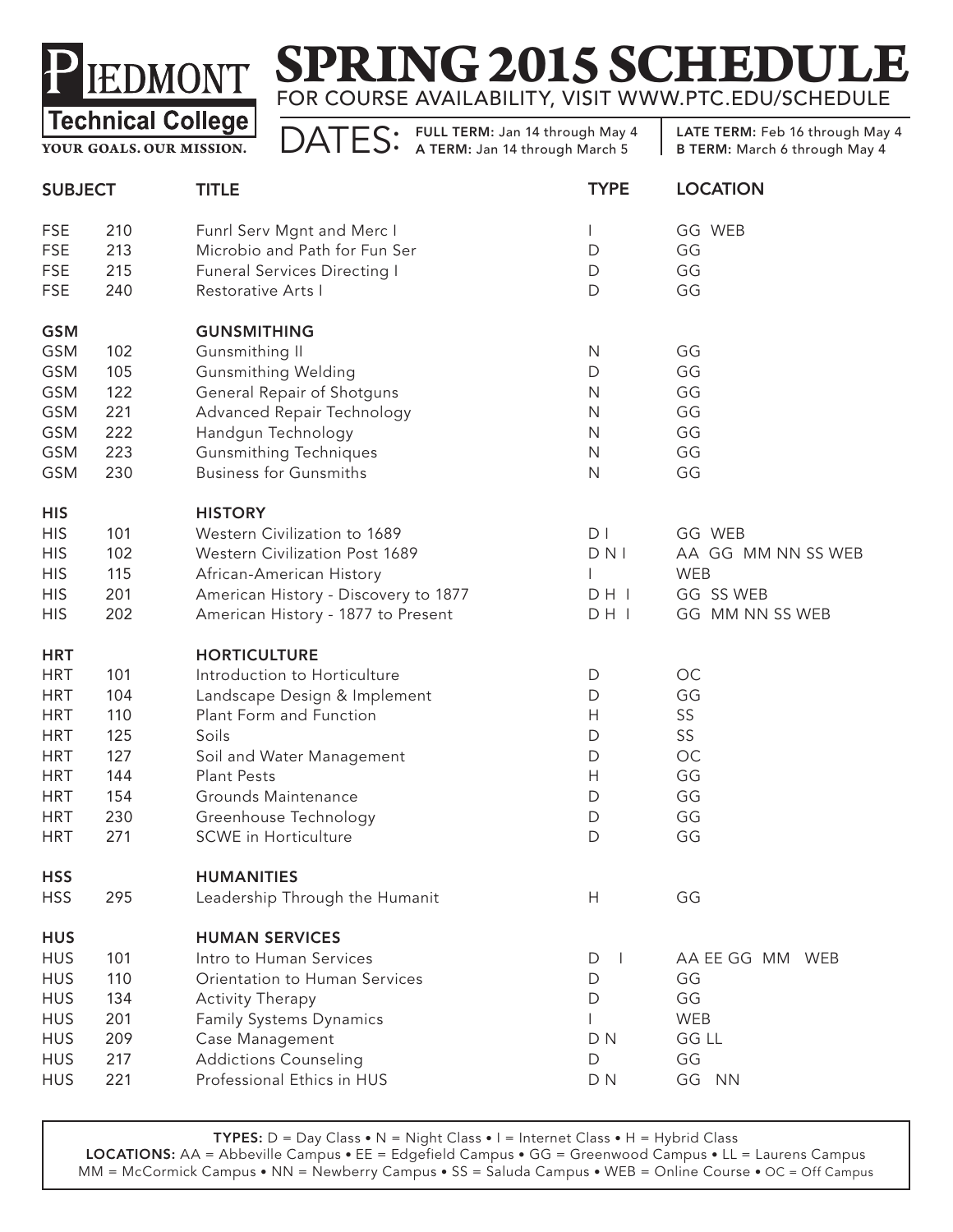# Piedmont Technical College

YOUR GOALS. OUR MISSION.

# SPRING 2015 SCHEDULE

FOR COURSE AVAILABILITY, VISIT WWW.PTC.EDU/SCHEDULE

**DATES:** **FULL TERM:** Jan 14 through May 4 | **A TERM:** Jan 14 through March 5 | **LATE TERM:** Feb 16 through May 4 | **B TERM:** March 6 through May 4

| SUBJECT | | TITLE | TYPE | LOCATION |
|---|---|---|---|---|
| FSE | 210 | Funrl Serv Mgnt and Merc I | I | GG WEB |
| FSE | 213 | Microbio and Path for Fun Ser | D | GG |
| FSE | 215 | Funeral Services Directing I | D | GG |
| FSE | 240 | Restorative Arts I | D | GG |
| **GSM** | | **GUNSMITHING** | | |
| GSM | 102 | Gunsmithing II | N | GG |
| GSM | 105 | Gunsmithing Welding | D | GG |
| GSM | 122 | General Repair of Shotguns | N | GG |
| GSM | 221 | Advanced Repair Technology | N | GG |
| GSM | 222 | Handgun Technology | N | GG |
| GSM | 223 | Gunsmithing Techniques | N | GG |
| GSM | 230 | Business for Gunsmiths | N | GG |
| **HIS** | | **HISTORY** | | |
| HIS | 101 | Western Civilization to 1689 | D I | GG WEB |
| HIS | 102 | Western Civilization Post 1689 | D N I | AA GG MM NN SS WEB |
| HIS | 115 | African-American History | I | WEB |
| HIS | 201 | American History - Discovery to 1877 | D H I | GG SS WEB |
| HIS | 202 | American History - 1877 to Present | D H I | GG MM NN SS WEB |
| **HRT** | | **HORTICULTURE** | | |
| HRT | 101 | Introduction to Horticulture | D | OC |
| HRT | 104 | Landscape Design & Implement | D | GG |
| HRT | 110 | Plant Form and Function | H | SS |
| HRT | 125 | Soils | D | SS |
| HRT | 127 | Soil and Water Management | D | OC |
| HRT | 144 | Plant Pests | H | GG |
| HRT | 154 | Grounds Maintenance | D | GG |
| HRT | 230 | Greenhouse Technology | D | GG |
| HRT | 271 | SCWE in Horticulture | D | GG |
| **HSS** | | **HUMANITIES** | | |
| HSS | 295 | Leadership Through the Humanit | H | GG |
| **HUS** | | **HUMAN SERVICES** | | |
| HUS | 101 | Intro to Human Services | D I | AA EE GG MM WEB |
| HUS | 110 | Orientation to Human Services | D | GG |
| HUS | 134 | Activity Therapy | D | GG |
| HUS | 201 | Family Systems Dynamics | I | WEB |
| HUS | 209 | Case Management | D N | GG LL |
| HUS | 217 | Addictions Counseling | D | GG |
| HUS | 221 | Professional Ethics in HUS | D N | GG NN |

**TYPES:** D = Day Class • N = Night Class • I = Internet Class • H = Hybrid Class
**LOCATIONS:** AA = Abbeville Campus • EE = Edgefield Campus • GG = Greenwood Campus • LL = Laurens Campus
MM = McCormick Campus • NN = Newberry Campus • SS = Saluda Campus • WEB = Online Course • OC = Off Campus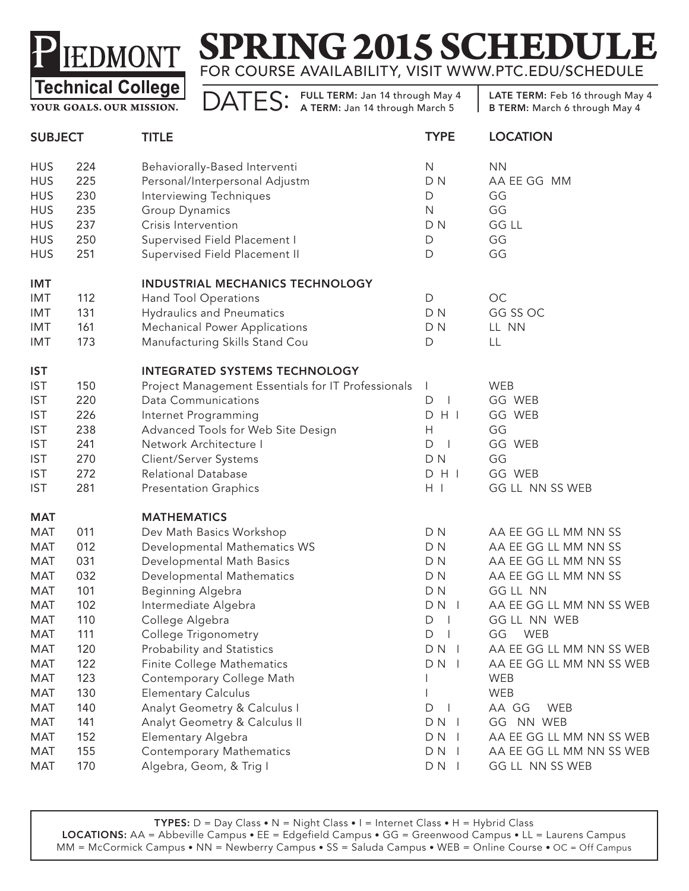# SPRING 2015 SCHEDULE

**PIEDMONT Technical College**
YOUR GOALS. OUR MISSION.

FOR COURSE AVAILABILITY, VISIT WWW.PTC.EDU/SCHEDULE

DATES: **FULL TERM:** Jan 14 through May 4 | **A TERM:** Jan 14 through March 5 | **LATE TERM:** Feb 16 through May 4 | **B TERM:** March 6 through May 4

| SUBJECT | | TITLE | TYPE | LOCATION |
|---|---|---|---|---|
| HUS | 224 | Behaviorally-Based Interventi | N | NN |
| HUS | 225 | Personal/Interpersonal Adjustm | D N | AA EE GG MM |
| HUS | 230 | Interviewing Techniques | D | GG |
| HUS | 235 | Group Dynamics | N | GG |
| HUS | 237 | Crisis Intervention | D N | GG LL |
| HUS | 250 | Supervised Field Placement I | D | GG |
| HUS | 251 | Supervised Field Placement II | D | GG |
| **IMT** | | **INDUSTRIAL MECHANICS TECHNOLOGY** | | |
| IMT | 112 | Hand Tool Operations | D | OC |
| IMT | 131 | Hydraulics and Pneumatics | D N | GG SS OC |
| IMT | 161 | Mechanical Power Applications | D N | LL NN |
| IMT | 173 | Manufacturing Skills Stand Cou | D | LL |
| **IST** | | **INTEGRATED SYSTEMS TECHNOLOGY** | | |
| IST | 150 | Project Management Essentials for IT Professionals | I | WEB |
| IST | 220 | Data Communications | D I | GG WEB |
| IST | 226 | Internet Programming | D H I | GG WEB |
| IST | 238 | Advanced Tools for Web Site Design | H | GG |
| IST | 241 | Network Architecture I | D I | GG WEB |
| IST | 270 | Client/Server Systems | D N | GG |
| IST | 272 | Relational Database | D H I | GG WEB |
| IST | 281 | Presentation Graphics | H I | GG LL NN SS WEB |
| **MAT** | | **MATHEMATICS** | | |
| MAT | 011 | Dev Math Basics Workshop | D N | AA EE GG LL MM NN SS |
| MAT | 012 | Developmental Mathematics WS | D N | AA EE GG LL MM NN SS |
| MAT | 031 | Developmental Math Basics | D N | AA EE GG LL MM NN SS |
| MAT | 032 | Developmental Mathematics | D N | AA EE GG LL MM NN SS |
| MAT | 101 | Beginning Algebra | D N | GG LL NN |
| MAT | 102 | Intermediate Algebra | D N I | AA EE GG LL MM NN SS WEB |
| MAT | 110 | College Algebra | D I | GG LL NN WEB |
| MAT | 111 | College Trigonometry | D I | GG WEB |
| MAT | 120 | Probability and Statistics | D N I | AA EE GG LL MM NN SS WEB |
| MAT | 122 | Finite College Mathematics | D N I | AA EE GG LL MM NN SS WEB |
| MAT | 123 | Contemporary College Math | I | WEB |
| MAT | 130 | Elementary Calculus | I | WEB |
| MAT | 140 | Analyt Geometry & Calculus I | D I | AA GG WEB |
| MAT | 141 | Analyt Geometry & Calculus II | D N I | GG NN WEB |
| MAT | 152 | Elementary Algebra | D N I | AA EE GG LL MM NN SS WEB |
| MAT | 155 | Contemporary Mathematics | D N I | AA EE GG LL MM NN SS WEB |
| MAT | 170 | Algebra, Geom, & Trig I | D N I | GG LL NN SS WEB |

**TYPES:** D = Day Class • N = Night Class • I = Internet Class • H = Hybrid Class
**LOCATIONS:** AA = Abbeville Campus • EE = Edgefield Campus • GG = Greenwood Campus • LL = Laurens Campus
MM = McCormick Campus • NN = Newberry Campus • SS = Saluda Campus • WEB = Online Course • OC = Off Campus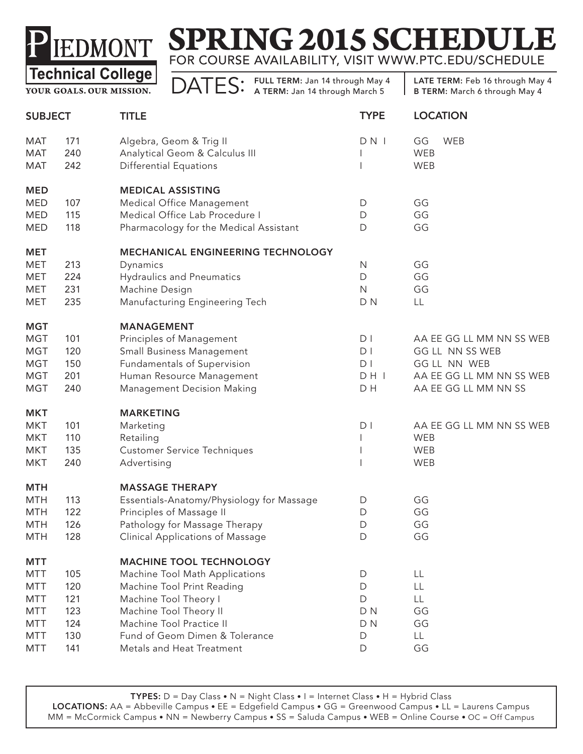# PIEDMONT Technical College

YOUR GOALS. OUR MISSION.

# SPRING 2015 SCHEDULE

FOR COURSE AVAILABILITY, VISIT WWW.PTC.EDU/SCHEDULE

DATES: **FULL TERM:** Jan 14 through May 4 | **A TERM:** Jan 14 through March 5 | **LATE TERM:** Feb 16 through May 4 | **B TERM:** March 6 through May 4

| SUBJECT | | TITLE | TYPE | LOCATION |
|---|---|---|---|---|
| MAT | 171 | Algebra, Geom & Trig II | D N I | GG WEB |
| MAT | 240 | Analytical Geom & Calculus III | I | WEB |
| MAT | 242 | Differential Equations | I | WEB |
| **MED** | | **MEDICAL ASSISTING** | | |
| MED | 107 | Medical Office Management | D | GG |
| MED | 115 | Medical Office Lab Procedure I | D | GG |
| MED | 118 | Pharmacology for the Medical Assistant | D | GG |
| **MET** | | **MECHANICAL ENGINEERING TECHNOLOGY** | | |
| MET | 213 | Dynamics | N | GG |
| MET | 224 | Hydraulics and Pneumatics | D | GG |
| MET | 231 | Machine Design | N | GG |
| MET | 235 | Manufacturing Engineering Tech | D N | LL |
| **MGT** | | **MANAGEMENT** | | |
| MGT | 101 | Principles of Management | D I | AA EE GG LL MM NN SS WEB |
| MGT | 120 | Small Business Management | D I | GG LL NN SS WEB |
| MGT | 150 | Fundamentals of Supervision | D I | GG LL NN WEB |
| MGT | 201 | Human Resource Management | D H I | AA EE GG LL MM NN SS WEB |
| MGT | 240 | Management Decision Making | D H | AA EE GG LL MM NN SS |
| **MKT** | | **MARKETING** | | |
| MKT | 101 | Marketing | D I | AA EE GG LL MM NN SS WEB |
| MKT | 110 | Retailing | I | WEB |
| MKT | 135 | Customer Service Techniques | I | WEB |
| MKT | 240 | Advertising | I | WEB |
| **MTH** | | **MASSAGE THERAPY** | | |
| MTH | 113 | Essentials-Anatomy/Physiology for Massage | D | GG |
| MTH | 122 | Principles of Massage II | D | GG |
| MTH | 126 | Pathology for Massage Therapy | D | GG |
| MTH | 128 | Clinical Applications of Massage | D | GG |
| **MTT** | | **MACHINE TOOL TECHNOLOGY** | | |
| MTT | 105 | Machine Tool Math Applications | D | LL |
| MTT | 120 | Machine Tool Print Reading | D | LL |
| MTT | 121 | Machine Tool Theory I | D | LL |
| MTT | 123 | Machine Tool Theory II | D N | GG |
| MTT | 124 | Machine Tool Practice II | D N | GG |
| MTT | 130 | Fund of Geom Dimen & Tolerance | D | LL |
| MTT | 141 | Metals and Heat Treatment | D | GG |

**TYPES:** D = Day Class • N = Night Class • I = Internet Class • H = Hybrid Class
**LOCATIONS:** AA = Abbeville Campus • EE = Edgefield Campus • GG = Greenwood Campus • LL = Laurens Campus
MM = McCormick Campus • NN = Newberry Campus • SS = Saluda Campus • WEB = Online Course • OC = Off Campus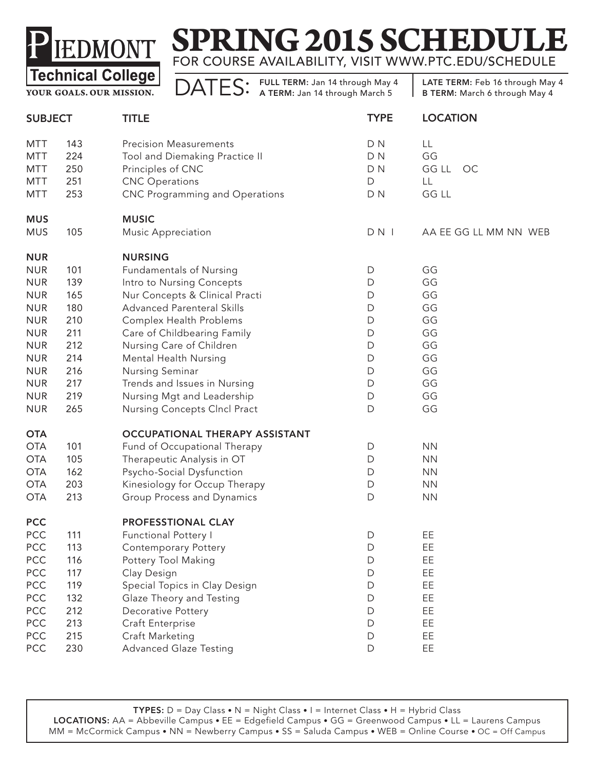# SPRING 2015 SCHEDULE

**Piedmont Technical College**
YOUR GOALS. OUR MISSION.

FOR COURSE AVAILABILITY, VISIT WWW.PTC.EDU/SCHEDULE

DATES: **FULL TERM:** Jan 14 through May 4 | **A TERM:** Jan 14 through March 5 | **LATE TERM:** Feb 16 through May 4 | **B TERM:** March 6 through May 4

| SUBJECT | | TITLE | TYPE | LOCATION |
|---|---|---|---|---|
| MTT | 143 | Precision Measurements | D N | LL |
| MTT | 224 | Tool and Diemaking Practice II | D N | GG |
| MTT | 250 | Principles of CNC | D N | GG LL OC |
| MTT | 251 | CNC Operations | D | LL |
| MTT | 253 | CNC Programming and Operations | D N | GG LL |
| **MUS** | | **MUSIC** | | |
| MUS | 105 | Music Appreciation | D N I | AA EE GG LL MM NN WEB |
| **NUR** | | **NURSING** | | |
| NUR | 101 | Fundamentals of Nursing | D | GG |
| NUR | 139 | Intro to Nursing Concepts | D | GG |
| NUR | 165 | Nur Concepts & Clinical Practi | D | GG |
| NUR | 180 | Advanced Parenteral Skills | D | GG |
| NUR | 210 | Complex Health Problems | D | GG |
| NUR | 211 | Care of Childbearing Family | D | GG |
| NUR | 212 | Nursing Care of Children | D | GG |
| NUR | 214 | Mental Health Nursing | D | GG |
| NUR | 216 | Nursing Seminar | D | GG |
| NUR | 217 | Trends and Issues in Nursing | D | GG |
| NUR | 219 | Nursing Mgt and Leadership | D | GG |
| NUR | 265 | Nursing Concepts Clncl Pract | D | GG |
| **OTA** | | **OCCUPATIONAL THERAPY ASSISTANT** | | |
| OTA | 101 | Fund of Occupational Therapy | D | NN |
| OTA | 105 | Therapeutic Analysis in OT | D | NN |
| OTA | 162 | Psycho-Social Dysfunction | D | NN |
| OTA | 203 | Kinesiology for Occup Therapy | D | NN |
| OTA | 213 | Group Process and Dynamics | D | NN |
| **PCC** | | **PROFESSTIONAL CLAY** | | |
| PCC | 111 | Functional Pottery I | D | EE |
| PCC | 113 | Contemporary Pottery | D | EE |
| PCC | 116 | Pottery Tool Making | D | EE |
| PCC | 117 | Clay Design | D | EE |
| PCC | 119 | Special Topics in Clay Design | D | EE |
| PCC | 132 | Glaze Theory and Testing | D | EE |
| PCC | 212 | Decorative Pottery | D | EE |
| PCC | 213 | Craft Enterprise | D | EE |
| PCC | 215 | Craft Marketing | D | EE |
| PCC | 230 | Advanced Glaze Testing | D | EE |

**TYPES:** D = Day Class • N = Night Class • I = Internet Class • H = Hybrid Class
**LOCATIONS:** AA = Abbeville Campus • EE = Edgefield Campus • GG = Greenwood Campus • LL = Laurens Campus
MM = McCormick Campus • NN = Newberry Campus • SS = Saluda Campus • WEB = Online Course • OC = Off Campus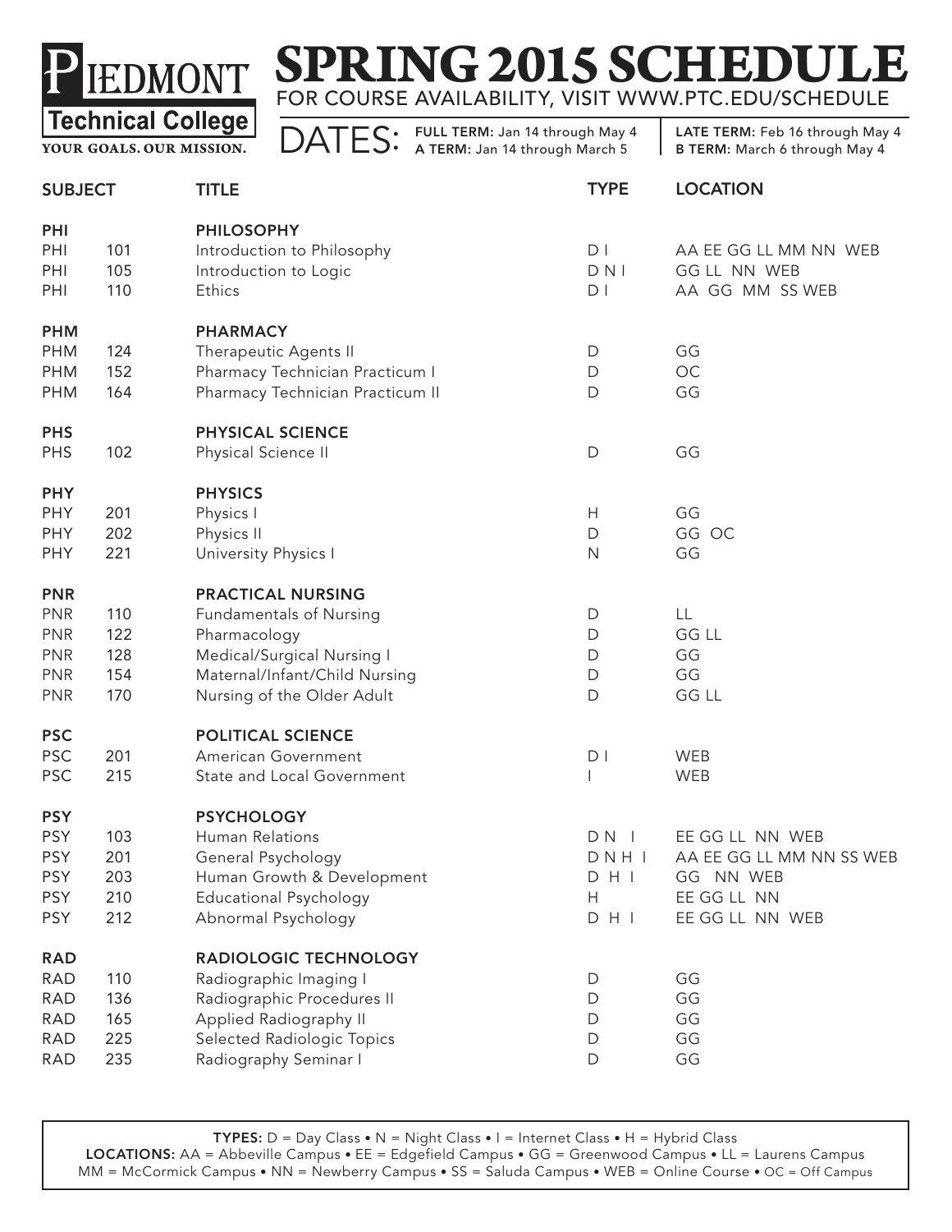# PIEDMONT Technical College

YOUR GOALS. OUR MISSION.

# SPRING 2015 SCHEDULE

FOR COURSE AVAILABILITY, VISIT WWW.PTC.EDU/SCHEDULE

DATES: **FULL TERM:** Jan 14 through May 4 | **A TERM:** Jan 14 through March 5 | **LATE TERM:** Feb 16 through May 4 | **B TERM:** March 6 through May 4

| SUBJECT | | TITLE | TYPE | LOCATION |
|---|---|---|---|---|
| **PHI** | | **PHILOSOPHY** | | |
| PHI | 101 | Introduction to Philosophy | D I | AA EE GG LL MM NN WEB |
| PHI | 105 | Introduction to Logic | D N I | GG LL NN WEB |
| PHI | 110 | Ethics | D I | AA GG MM SS WEB |
| **PHM** | | **PHARMACY** | | |
| PHM | 124 | Therapeutic Agents II | D | GG |
| PHM | 152 | Pharmacy Technician Practicum I | D | OC |
| PHM | 164 | Pharmacy Technician Practicum II | D | GG |
| **PHS** | | **PHYSICAL SCIENCE** | | |
| PHS | 102 | Physical Science II | D | GG |
| **PHY** | | **PHYSICS** | | |
| PHY | 201 | Physics I | H | GG |
| PHY | 202 | Physics II | D | GG OC |
| PHY | 221 | University Physics I | N | GG |
| **PNR** | | **PRACTICAL NURSING** | | |
| PNR | 110 | Fundamentals of Nursing | D | LL |
| PNR | 122 | Pharmacology | D | GG LL |
| PNR | 128 | Medical/Surgical Nursing I | D | GG |
| PNR | 154 | Maternal/Infant/Child Nursing | D | GG |
| PNR | 170 | Nursing of the Older Adult | D | GG LL |
| **PSC** | | **POLITICAL SCIENCE** | | |
| PSC | 201 | American Government | D I | WEB |
| PSC | 215 | State and Local Government | I | WEB |
| **PSY** | | **PSYCHOLOGY** | | |
| PSY | 103 | Human Relations | D N I | EE GG LL NN WEB |
| PSY | 201 | General Psychology | D N H I | AA EE GG LL MM NN SS WEB |
| PSY | 203 | Human Growth & Development | D H I | GG NN WEB |
| PSY | 210 | Educational Psychology | H | EE GG LL NN |
| PSY | 212 | Abnormal Psychology | D H I | EE GG LL NN WEB |
| **RAD** | | **RADIOLOGIC TECHNOLOGY** | | |
| RAD | 110 | Radiographic Imaging I | D | GG |
| RAD | 136 | Radiographic Procedures II | D | GG |
| RAD | 165 | Applied Radiography II | D | GG |
| RAD | 225 | Selected Radiologic Topics | D | GG |
| RAD | 235 | Radiography Seminar I | D | GG |

**TYPES:** D = Day Class • N = Night Class • I = Internet Class • H = Hybrid Class
**LOCATIONS:** AA = Abbeville Campus • EE = Edgefield Campus • GG = Greenwood Campus • LL = Laurens Campus
MM = McCormick Campus • NN = Newberry Campus • SS = Saluda Campus • WEB = Online Course • OC = Off Campus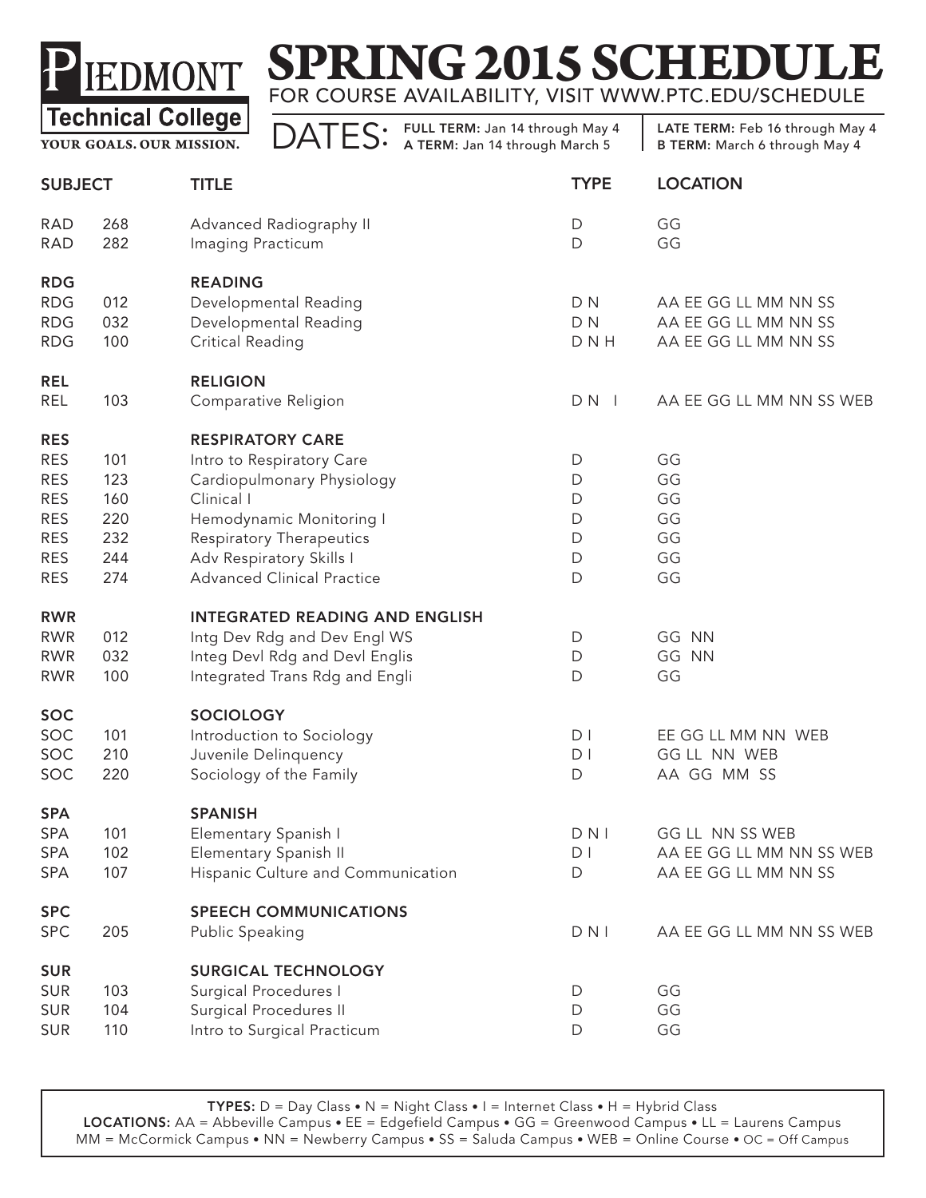# SPRING 2015 SCHEDULE

**Piedmont Technical College** — YOUR GOALS. OUR MISSION.

FOR COURSE AVAILABILITY, VISIT WWW.PTC.EDU/SCHEDULE

DATES: **FULL TERM:** Jan 14 through May 4 | **A TERM:** Jan 14 through March 5 | **LATE TERM:** Feb 16 through May 4 | **B TERM:** March 6 through May 4

| SUBJECT | | TITLE | TYPE | LOCATION |
|---|---|---|---|---|
| RAD | 268 | Advanced Radiography II | D | GG |
| RAD | 282 | Imaging Practicum | D | GG |
| **RDG** | | **READING** | | |
| RDG | 012 | Developmental Reading | D N | AA EE GG LL MM NN SS |
| RDG | 032 | Developmental Reading | D N | AA EE GG LL MM NN SS |
| RDG | 100 | Critical Reading | D N H | AA EE GG LL MM NN SS |
| **REL** | | **RELIGION** | | |
| REL | 103 | Comparative Religion | D N I | AA EE GG LL MM NN SS WEB |
| **RES** | | **RESPIRATORY CARE** | | |
| RES | 101 | Intro to Respiratory Care | D | GG |
| RES | 123 | Cardiopulmonary Physiology | D | GG |
| RES | 160 | Clinical I | D | GG |
| RES | 220 | Hemodynamic Monitoring I | D | GG |
| RES | 232 | Respiratory Therapeutics | D | GG |
| RES | 244 | Adv Respiratory Skills I | D | GG |
| RES | 274 | Advanced Clinical Practice | D | GG |
| **RWR** | | **INTEGRATED READING AND ENGLISH** | | |
| RWR | 012 | Intg Dev Rdg and Dev Engl WS | D | GG NN |
| RWR | 032 | Integ Devl Rdg and Devl Englis | D | GG NN |
| RWR | 100 | Integrated Trans Rdg and Engli | D | GG |
| **SOC** | | **SOCIOLOGY** | | |
| SOC | 101 | Introduction to Sociology | D I | EE GG LL MM NN WEB |
| SOC | 210 | Juvenile Delinquency | D I | GG LL NN WEB |
| SOC | 220 | Sociology of the Family | D | AA GG MM SS |
| **SPA** | | **SPANISH** | | |
| SPA | 101 | Elementary Spanish I | D N I | GG LL NN SS WEB |
| SPA | 102 | Elementary Spanish II | D I | AA EE GG LL MM NN SS WEB |
| SPA | 107 | Hispanic Culture and Communication | D | AA EE GG LL MM NN SS |
| **SPC** | | **SPEECH COMMUNICATIONS** | | |
| SPC | 205 | Public Speaking | D N I | AA EE GG LL MM NN SS WEB |
| **SUR** | | **SURGICAL TECHNOLOGY** | | |
| SUR | 103 | Surgical Procedures I | D | GG |
| SUR | 104 | Surgical Procedures II | D | GG |
| SUR | 110 | Intro to Surgical Practicum | D | GG |

**TYPES:** D = Day Class • N = Night Class • I = Internet Class • H = Hybrid Class
**LOCATIONS:** AA = Abbeville Campus • EE = Edgefield Campus • GG = Greenwood Campus • LL = Laurens Campus
MM = McCormick Campus • NN = Newberry Campus • SS = Saluda Campus • WEB = Online Course • OC = Off Campus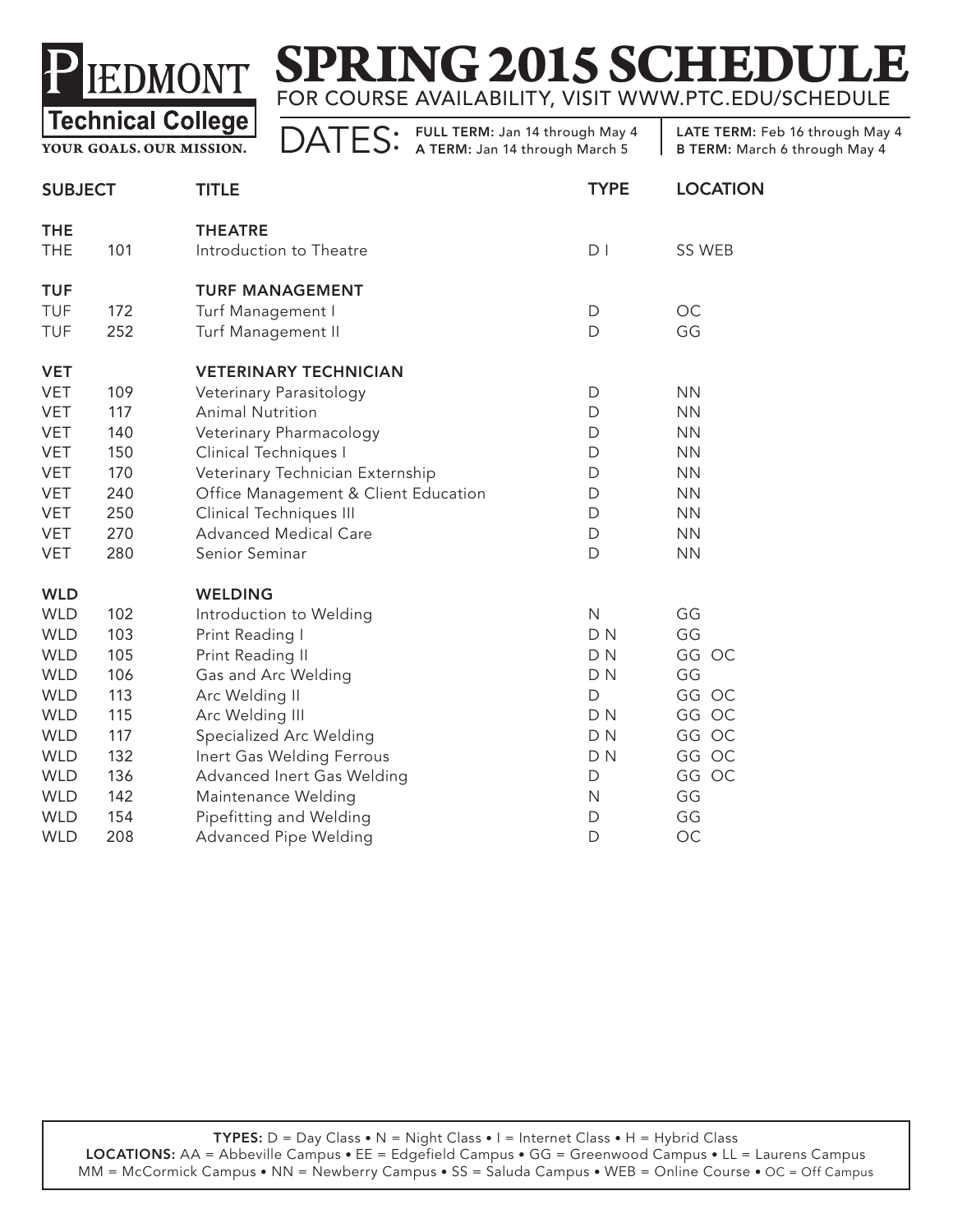# PIEDMONT Technical College

YOUR GOALS. OUR MISSION.

# SPRING 2015 SCHEDULE

FOR COURSE AVAILABILITY, VISIT WWW.PTC.EDU/SCHEDULE

DATES: **FULL TERM:** Jan 14 through May 4 | **A TERM:** Jan 14 through March 5 | **LATE TERM:** Feb 16 through May 4 | **B TERM:** March 6 through May 4

| SUBJECT | | TITLE | TYPE | LOCATION |
|---|---|---|---|---|
| **THE** | | **THEATRE** | | |
| THE | 101 | Introduction to Theatre | D I | SS WEB |
| **TUF** | | **TURF MANAGEMENT** | | |
| TUF | 172 | Turf Management I | D | OC |
| TUF | 252 | Turf Management II | D | GG |
| **VET** | | **VETERINARY TECHNICIAN** | | |
| VET | 109 | Veterinary Parasitology | D | NN |
| VET | 117 | Animal Nutrition | D | NN |
| VET | 140 | Veterinary Pharmacology | D | NN |
| VET | 150 | Clinical Techniques I | D | NN |
| VET | 170 | Veterinary Technician Externship | D | NN |
| VET | 240 | Office Management & Client Education | D | NN |
| VET | 250 | Clinical Techniques III | D | NN |
| VET | 270 | Advanced Medical Care | D | NN |
| VET | 280 | Senior Seminar | D | NN |
| **WLD** | | **WELDING** | | |
| WLD | 102 | Introduction to Welding | N | GG |
| WLD | 103 | Print Reading I | D N | GG |
| WLD | 105 | Print Reading II | D N | GG OC |
| WLD | 106 | Gas and Arc Welding | D N | GG |
| WLD | 113 | Arc Welding II | D | GG OC |
| WLD | 115 | Arc Welding III | D N | GG OC |
| WLD | 117 | Specialized Arc Welding | D N | GG OC |
| WLD | 132 | Inert Gas Welding Ferrous | D N | GG OC |
| WLD | 136 | Advanced Inert Gas Welding | D | GG OC |
| WLD | 142 | Maintenance Welding | N | GG |
| WLD | 154 | Pipefitting and Welding | D | GG |
| WLD | 208 | Advanced Pipe Welding | D | OC |

**TYPES:** D = Day Class • N = Night Class • I = Internet Class • H = Hybrid Class
**LOCATIONS:** AA = Abbeville Campus • EE = Edgefield Campus • GG = Greenwood Campus • LL = Laurens Campus
MM = McCormick Campus • NN = Newberry Campus • SS = Saluda Campus • WEB = Online Course • OC = Off Campus